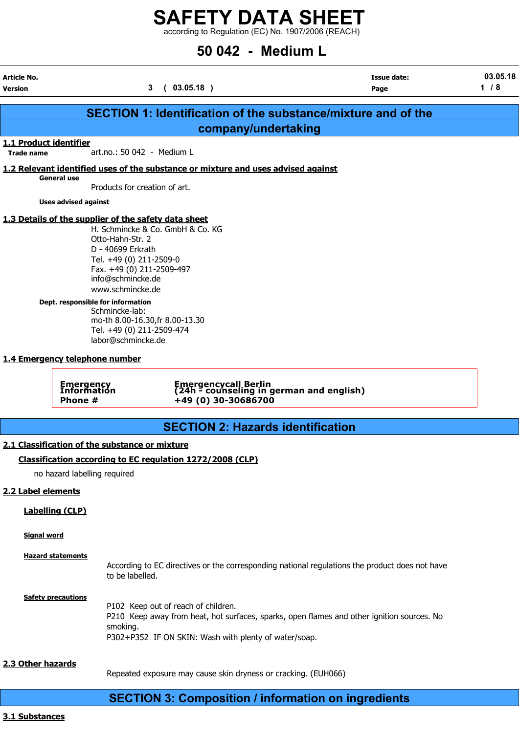# SAFETY DATA SHEET

according to Regulation (EC) No. 1907/2006 (REACH)

# 50 042 - Medium L

| Article No. | | Issue date: | 03.05.18 |
|---|---|---|---|
| Version | 3 ( 03.05.18 ) | Page | 1 / 8 |

## SECTION 1: Identification of the substance/mixture and of the company/undertaking

### 1.1 Product identifier

**Trade name** art.no.: 50 042 - Medium L

### 1.2 Relevant identified uses of the substance or mixture and uses advised against

**General use**

Products for creation of art.

**Uses advised against**

### 1.3 Details of the supplier of the safety data sheet

H. Schmincke & Co. GmbH & Co. KG
Otto-Hahn-Str. 2
D - 40699 Erkrath
Tel. +49 (0) 211-2509-0
Fax. +49 (0) 211-2509-497
info@schmincke.de
www.schmincke.de

**Dept. responsible for information**

Schmincke-lab:
mo-th 8.00-16.30,fr 8.00-13.30
Tel. +49 (0) 211-2509-474
labor@schmincke.de

### 1.4 Emergency telephone number

| | |
|---|---|
| **Emergency Information** | **Emergencycall Berlin (24h - counseling in german and english)** |
| **Phone #** | **+49 (0) 30-30686700** |

## SECTION 2: Hazards identification

### 2.1 Classification of the substance or mixture

**Classification according to EC regulation 1272/2008 (CLP)**

no hazard labelling required

### 2.2 Label elements

**Labelling (CLP)**

**Signal word**

**Hazard statements**

According to EC directives or the corresponding national regulations the product does not have to be labelled.

**Safety precautions**

P102 Keep out of reach of children.
P210 Keep away from heat, hot surfaces, sparks, open flames and other ignition sources. No smoking.
P302+P352 IF ON SKIN: Wash with plenty of water/soap.

### 2.3 Other hazards

Repeated exposure may cause skin dryness or cracking. (EUH066)

## SECTION 3: Composition / information on ingredients

### 3.1 Substances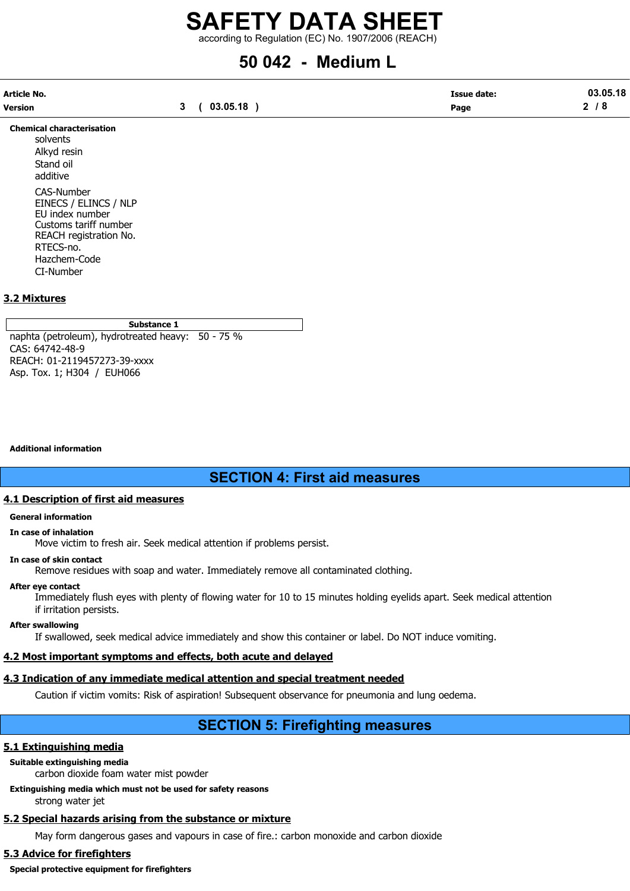**Chemical characterisation**

solvents
Alkyd resin
Stand oil
additive

CAS-Number
EINECS / ELINCS / NLP
EU index number
Customs tariff number
REACH registration No.
RTECS-no.
Hazchem-Code
CI-Number

### 3.2 Mixtures

| Substance 1 |
| --- |

naphta (petroleum), hydrotreated heavy: 50 - 75 %
CAS: 64742-48-9
REACH: 01-2119457273-39-xxxx
Asp. Tox. 1; H304 / EUH066

**Additional information**

## SECTION 4: First aid measures

### 4.1 Description of first aid measures

**General information**

**In case of inhalation**

Move victim to fresh air. Seek medical attention if problems persist.

**In case of skin contact**

Remove residues with soap and water. Immediately remove all contaminated clothing.

**After eye contact**

Immediately flush eyes with plenty of flowing water for 10 to 15 minutes holding eyelids apart. Seek medical attention if irritation persists.

**After swallowing**

If swallowed, seek medical advice immediately and show this container or label. Do NOT induce vomiting.

### 4.2 Most important symptoms and effects, both acute and delayed

### 4.3 Indication of any immediate medical attention and special treatment needed

Caution if victim vomits: Risk of aspiration! Subsequent observance for pneumonia and lung oedema.

## SECTION 5: Firefighting measures

### 5.1 Extinguishing media

**Suitable extinguishing media**

carbon dioxide foam water mist powder

**Extinguishing media which must not be used for safety reasons**

strong water jet

### 5.2 Special hazards arising from the substance or mixture

May form dangerous gases and vapours in case of fire.: carbon monoxide and carbon dioxide

### 5.3 Advice for firefighters

**Special protective equipment for firefighters**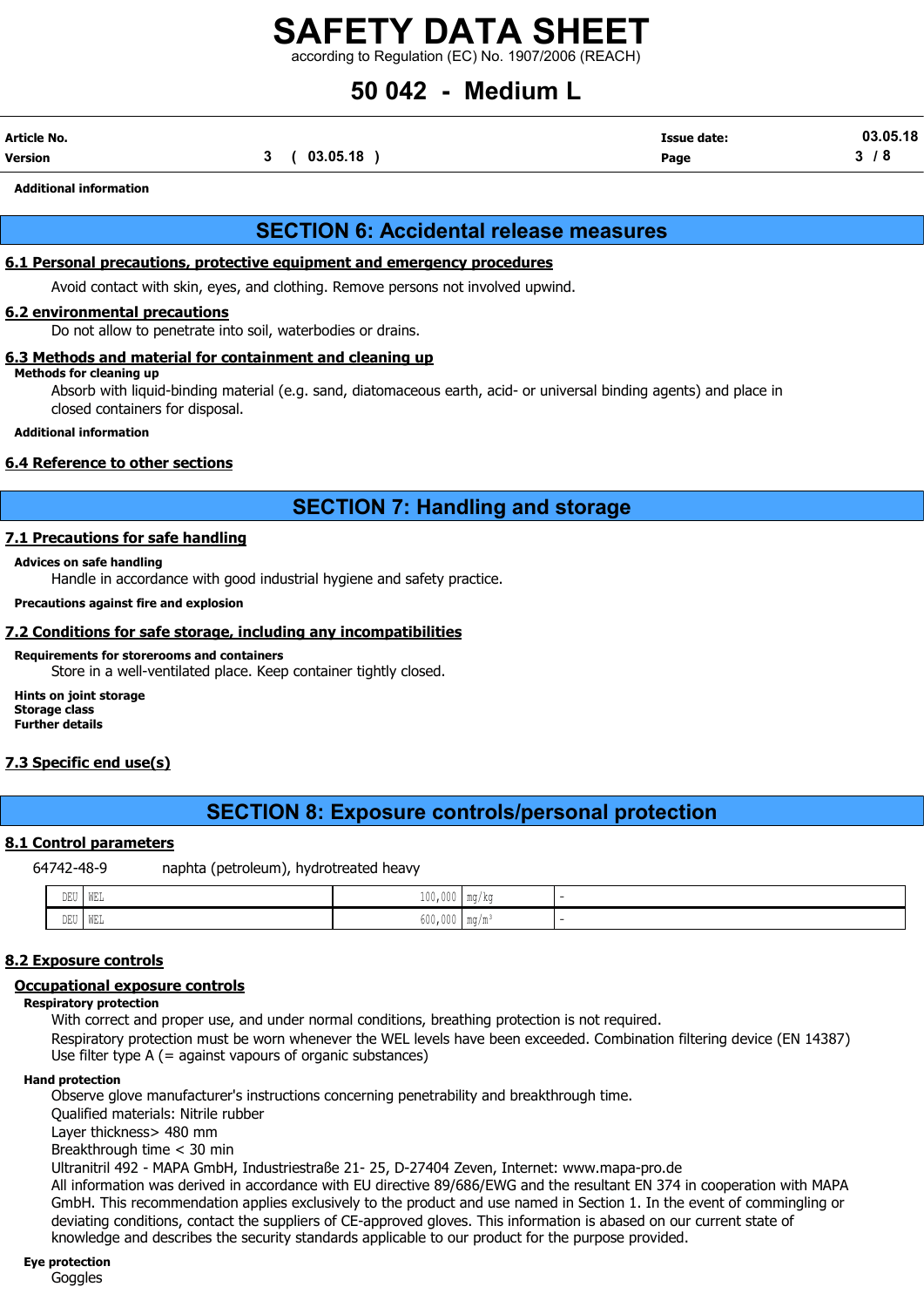**Additional information**

## SECTION 6: Accidental release measures

### 6.1 Personal precautions, protective equipment and emergency procedures

Avoid contact with skin, eyes, and clothing. Remove persons not involved upwind.

### 6.2 environmental precautions

Do not allow to penetrate into soil, waterbodies or drains.

### 6.3 Methods and material for containment and cleaning up

**Methods for cleaning up**

Absorb with liquid-binding material (e.g. sand, diatomaceous earth, acid- or universal binding agents) and place in closed containers for disposal.

**Additional information**

### 6.4 Reference to other sections

## SECTION 7: Handling and storage

### 7.1 Precautions for safe handling

**Advices on safe handling**

Handle in accordance with good industrial hygiene and safety practice.

**Precautions against fire and explosion**

### 7.2 Conditions for safe storage, including any incompatibilities

**Requirements for storerooms and containers**

Store in a well-ventilated place. Keep container tightly closed.

**Hints on joint storage**
**Storage class**
**Further details**

### 7.3 Specific end use(s)

## SECTION 8: Exposure controls/personal protection

### 8.1 Control parameters

64742-48-9 naphta (petroleum), hydrotreated heavy

| | | | | |
|---|---|---|---|---|
| DEU | WEL | 100,000 | mg/kg | - |
| DEU | WEL | 600,000 | mg/m³ | - |

### 8.2 Exposure controls

**Occupational exposure controls**

**Respiratory protection**

With correct and proper use, and under normal conditions, breathing protection is not required.
Respiratory protection must be worn whenever the WEL levels have been exceeded. Combination filtering device (EN 14387)
Use filter type A (= against vapours of organic substances)

**Hand protection**

Observe glove manufacturer's instructions concerning penetrability and breakthrough time.
Qualified materials: Nitrile rubber
Layer thickness> 480 mm
Breakthrough time < 30 min
Ultranitril 492 - MAPA GmbH, Industriestraße 21- 25, D-27404 Zeven, Internet: www.mapa-pro.de
All information was derived in accordance with EU directive 89/686/EWG and the resultant EN 374 in cooperation with MAPA GmbH. This recommendation applies exclusively to the product and use named in Section 1. In the event of commingling or deviating conditions, contact the suppliers of CE-approved gloves. This information is abased on our current state of knowledge and describes the security standards applicable to our product for the purpose provided.

**Eye protection**

Goggles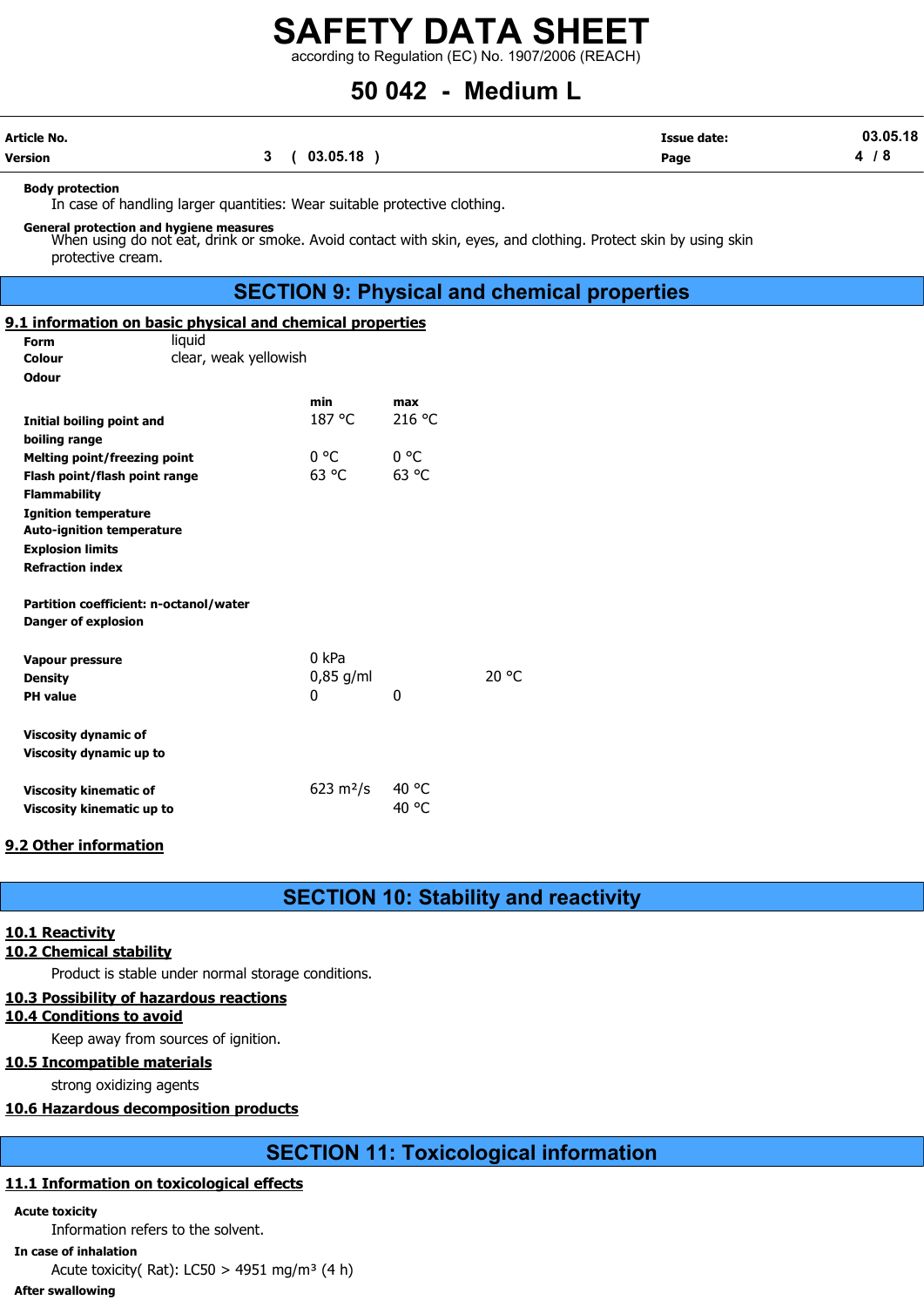**Body protection**

In case of handling larger quantities: Wear suitable protective clothing.

**General protection and hygiene measures**

When using do not eat, drink or smoke. Avoid contact with skin, eyes, and clothing. Protect skin by using skin protective cream.

# SECTION 9: Physical and chemical properties

## 9.1 information on basic physical and chemical properties

**Form** liquid

**Colour** clear, weak yellowish

**Odour**

| | min | max | |
|---|---|---|---|
| **Initial boiling point and boiling range** | 187 °C | 216 °C | |
| **Melting point/freezing point** | 0 °C | 0 °C | |
| **Flash point/flash point range** | 63 °C | 63 °C | |
| **Flammability** | | | |
| **Ignition temperature** | | | |
| **Auto-ignition temperature** | | | |
| **Explosion limits** | | | |
| **Refraction index** | | | |
| **Partition coefficient: n-octanol/water** | | | |
| **Danger of explosion** | | | |
| **Vapour pressure** | 0 kPa | | |
| **Density** | 0,85 g/ml | | 20 °C |
| **PH value** | 0 | 0 | |
| **Viscosity dynamic of** | | | |
| **Viscosity dynamic up to** | | | |
| **Viscosity kinematic of** | 623 m²/s | 40 °C | |
| **Viscosity kinematic up to** | | 40 °C | |

## 9.2 Other information

# SECTION 10: Stability and reactivity

## 10.1 Reactivity

## 10.2 Chemical stability

Product is stable under normal storage conditions.

## 10.3 Possibility of hazardous reactions

## 10.4 Conditions to avoid

Keep away from sources of ignition.

## 10.5 Incompatible materials

strong oxidizing agents

## 10.6 Hazardous decomposition products

# SECTION 11: Toxicological information

## 11.1 Information on toxicological effects

**Acute toxicity**

Information refers to the solvent.

**In case of inhalation**

Acute toxicity( Rat): LC50 > 4951 mg/m³ (4 h)

**After swallowing**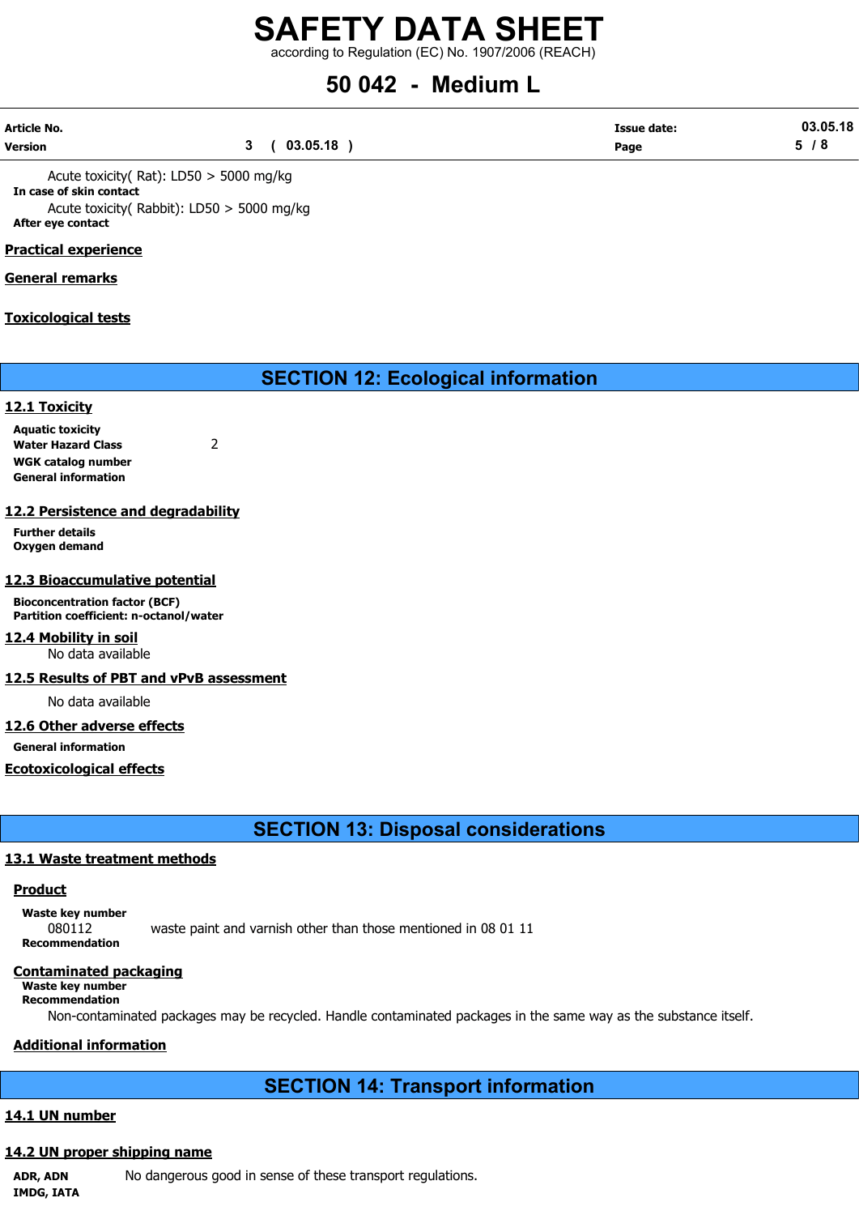Acute toxicity( Rat): LD50 > 5000 mg/kg

**In case of skin contact**

Acute toxicity( Rabbit): LD50 > 5000 mg/kg

**After eye contact**

**Practical experience**

**General remarks**

**Toxicological tests**

## SECTION 12: Ecological information

### 12.1 Toxicity

**Aquatic toxicity**

**Water Hazard Class** 2

**WGK catalog number**

**General information**

### 12.2 Persistence and degradability

**Further details**

**Oxygen demand**

### 12.3 Bioaccumulative potential

**Bioconcentration factor (BCF)**

**Partition coefficient: n-octanol/water**

### 12.4 Mobility in soil

No data available

### 12.5 Results of PBT and vPvB assessment

No data available

### 12.6 Other adverse effects

**General information**

**Ecotoxicological effects**

## SECTION 13: Disposal considerations

### 13.1 Waste treatment methods

**Product**

**Waste key number**

080112 waste paint and varnish other than those mentioned in 08 01 11

**Recommendation**

**Contaminated packaging**

**Waste key number**

**Recommendation**

Non-contaminated packages may be recycled. Handle contaminated packages in the same way as the substance itself.

**Additional information**

## SECTION 14: Transport information

### 14.1 UN number

### 14.2 UN proper shipping name

**ADR, ADN** No dangerous good in sense of these transport regulations.

**IMDG, IATA**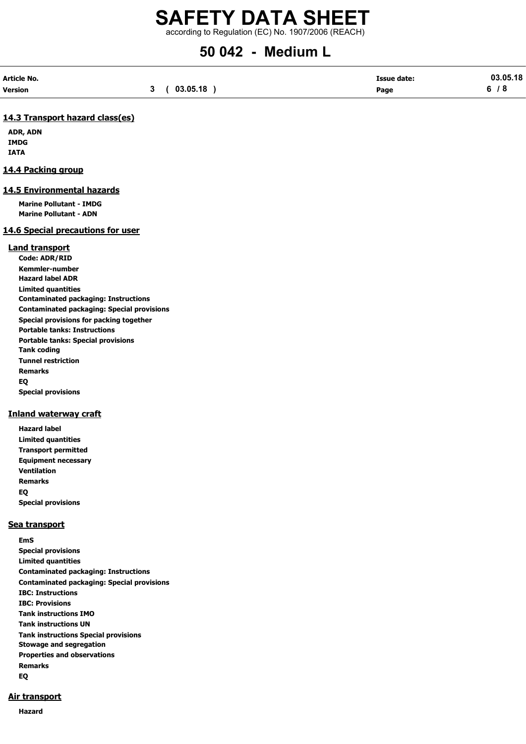### 14.3 Transport hazard class(es)

**ADR, ADN**
**IMDG**
**IATA**

### 14.4 Packing group

### 14.5 Environmental hazards

**Marine Pollutant - IMDG**
**Marine Pollutant - ADN**

### 14.6 Special precautions for user

#### Land transport

**Code: ADR/RID**
**Kemmler-number**
**Hazard label ADR**
**Limited quantities**
**Contaminated packaging: Instructions**
**Contaminated packaging: Special provisions**
**Special provisions for packing together**
**Portable tanks: Instructions**
**Portable tanks: Special provisions**
**Tank coding**
**Tunnel restriction**
**Remarks**
**EQ**
**Special provisions**

#### Inland waterway craft

**Hazard label**
**Limited quantities**
**Transport permitted**
**Equipment necessary**
**Ventilation**
**Remarks**
**EQ**
**Special provisions**

#### Sea transport

**EmS**
**Special provisions**
**Limited quantities**
**Contaminated packaging: Instructions**
**Contaminated packaging: Special provisions**
**IBC: Instructions**
**IBC: Provisions**
**Tank instructions IMO**
**Tank instructions UN**
**Tank instructions Special provisions**
**Stowage and segregation**
**Properties and observations**
**Remarks**
**EQ**

#### Air transport

**Hazard**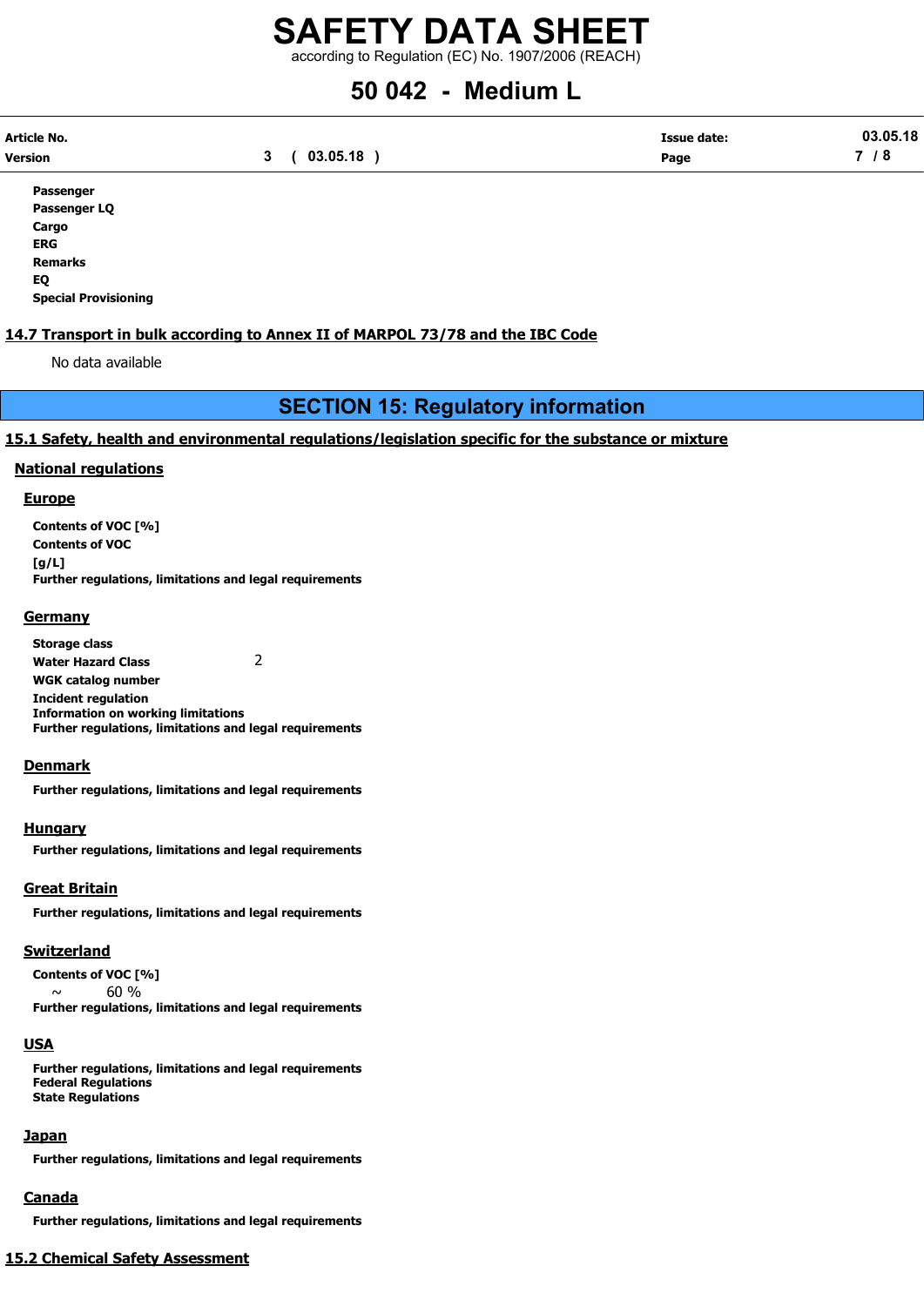**Passenger**
**Passenger LQ**
**Cargo**
**ERG**
**Remarks**
**EQ**
**Special Provisioning**

### 14.7 Transport in bulk according to Annex II of MARPOL 73/78 and the IBC Code

No data available

## SECTION 15: Regulatory information

### 15.1 Safety, health and environmental regulations/legislation specific for the substance or mixture

#### National regulations

##### Europe

**Contents of VOC [%]**
**Contents of VOC [g/L]**
**Further regulations, limitations and legal requirements**

##### Germany

**Storage class**
**Water Hazard Class** 2
**WGK catalog number**
**Incident regulation**
**Information on working limitations**
**Further regulations, limitations and legal requirements**

##### Denmark

**Further regulations, limitations and legal requirements**

##### Hungary

**Further regulations, limitations and legal requirements**

##### Great Britain

**Further regulations, limitations and legal requirements**

##### Switzerland

**Contents of VOC [%]**
~ 60 %
**Further regulations, limitations and legal requirements**

##### USA

**Further regulations, limitations and legal requirements**
**Federal Regulations**
**State Regulations**

##### Japan

**Further regulations, limitations and legal requirements**

##### Canada

**Further regulations, limitations and legal requirements**

### 15.2 Chemical Safety Assessment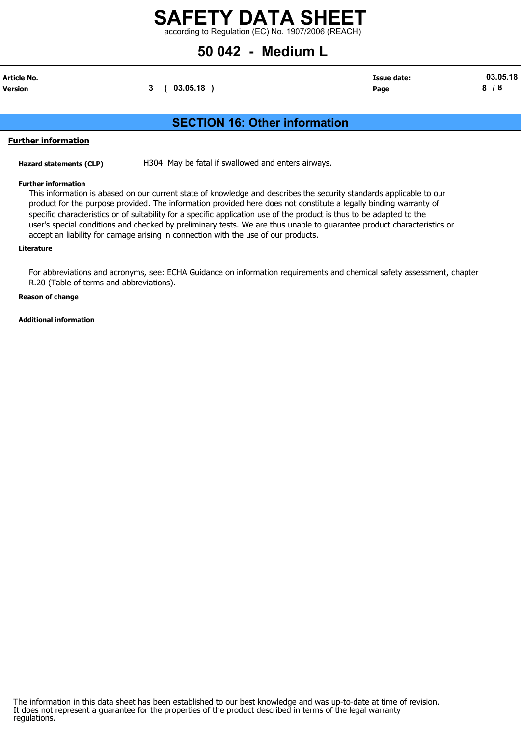## SECTION 16: Other information

### Further information

**Hazard statements (CLP)** H304 May be fatal if swallowed and enters airways.

**Further information**

This information is abased on our current state of knowledge and describes the security standards applicable to our product for the purpose provided. The information provided here does not constitute a legally binding warranty of specific characteristics or of suitability for a specific application use of the product is thus to be adapted to the user's special conditions and checked by preliminary tests. We are thus unable to guarantee product characteristics or accept an liability for damage arising in connection with the use of our products.

**Literature**

For abbreviations and acronyms, see: ECHA Guidance on information requirements and chemical safety assessment, chapter R.20 (Table of terms and abbreviations).

**Reason of change**

**Additional information**

The information in this data sheet has been established to our best knowledge and was up-to-date at time of revision. It does not represent a guarantee for the properties of the product described in terms of the legal warranty regulations.